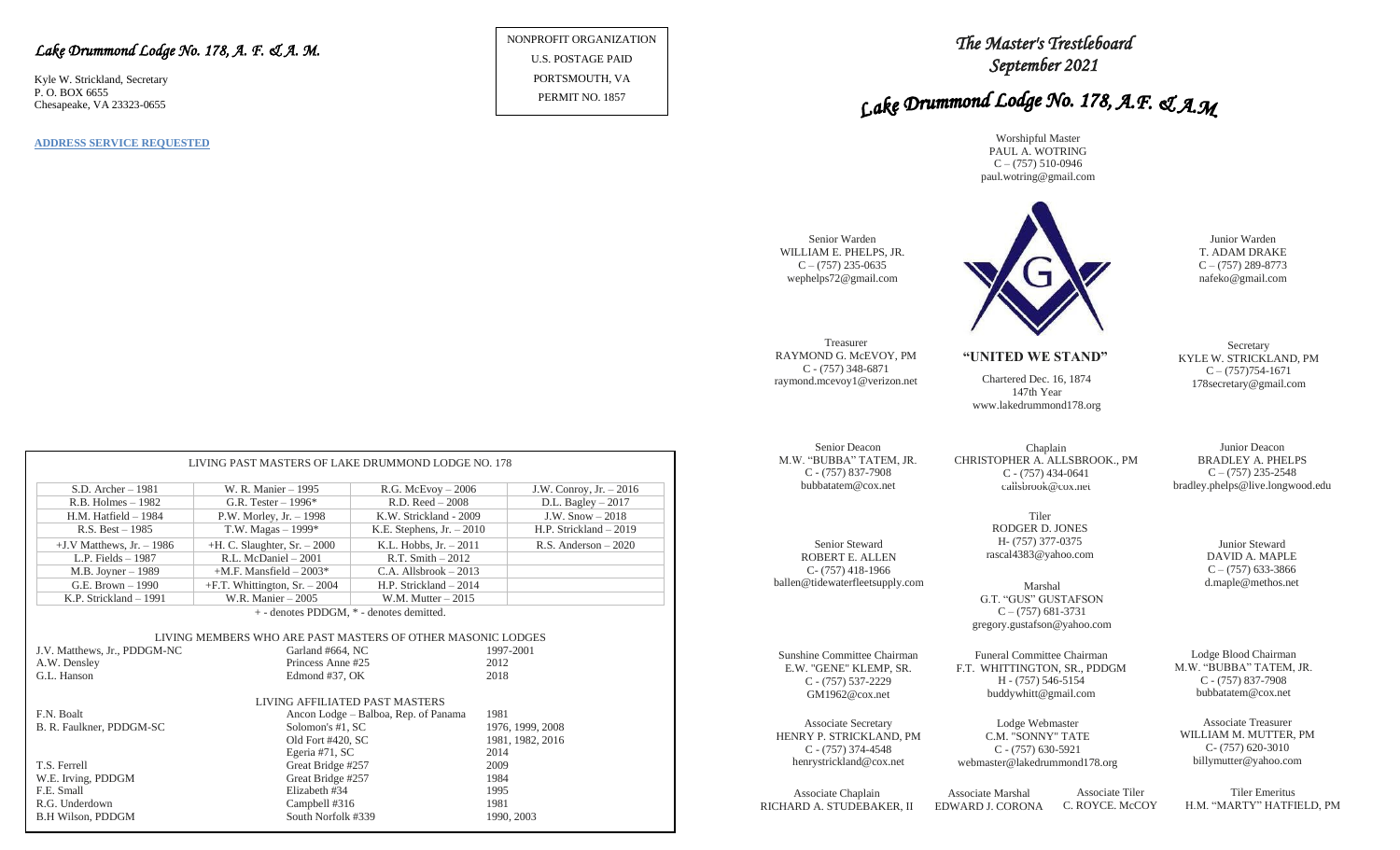# *Lake Drummond Lodge No. 178, A. F. & A. M.*

Kyle W. Strickland, Secretary
P. O. BOX 6655
Chesapeake, VA 23323-0655

**ADDRESS SERVICE REQUESTED**

NONPROFIT ORGANIZATION
U.S. POSTAGE PAID
PORTSMOUTH, VA
PERMIT NO. 1857

LIVING PAST MASTERS OF LAKE DRUMMOND LODGE NO. 178

| | | | |
|---|---|---|---|
| S.D. Archer – 1981 | W. R. Manier – 1995 | R.G. McEvoy – 2006 | J.W. Conroy, Jr. – 2016 |
| R.B. Holmes – 1982 | G.R. Tester – 1996* | R.D. Reed – 2008 | D.L. Bagley – 2017 |
| H.M. Hatfield – 1984 | P.W. Morley, Jr. – 1998 | K.W. Strickland - 2009 | J.W. Snow – 2018 |
| R.S. Best – 1985 | T.W. Magas – 1999* | K.E. Stephens, Jr. – 2010 | H.P. Strickland – 2019 |
| +J.V Matthews, Jr. – 1986 | +H. C. Slaughter, Sr. – 2000 | K.L. Hobbs, Jr. – 2011 | R.S. Anderson – 2020 |
| L.P. Fields – 1987 | R.L. McDaniel – 2001 | R.T. Smith – 2012 | |
| M.B. Joyner – 1989 | +M.F. Mansfield – 2003* | C.A. Allsbrook – 2013 | |
| G.E. Brown – 1990 | +F.T. Whittington, Sr. – 2004 | H.P. Strickland – 2014 | |
| K.P. Strickland – 1991 | W.R. Manier – 2005 | W.M. Mutter – 2015 | |

+ - denotes PDDGM, * - denotes demitted.

LIVING MEMBERS WHO ARE PAST MASTERS OF OTHER MASONIC LODGES

| | | |
|---|---|---|
| J.V. Matthews, Jr., PDDGM-NC | Garland #664, NC | 1997-2001 |
| A.W. Densley | Princess Anne #25 | 2012 |
| G.L. Hanson | Edmond #37, OK | 2018 |

LIVING AFFILIATED PAST MASTERS

| | | |
|---|---|---|
| F.N. Boalt | Ancon Lodge – Balboa, Rep. of Panama | 1981 |
| B. R. Faulkner, PDDGM-SC | Solomon's #1, SC | 1976, 1999, 2008 |
| | Old Fort #420, SC | 1981, 1982, 2016 |
| | Egeria #71, SC | 2014 |
| T.S. Ferrell | Great Bridge #257 | 2009 |
| W.E. Irving, PDDGM | Great Bridge #257 | 1984 |
| F.E. Small | Elizabeth #34 | 1995 |
| R.G. Underdown | Campbell #316 | 1981 |
| B.H Wilson, PDDGM | South Norfolk #339 | 1990, 2003 |

# *The Master's Trestleboard*
## *September 2021*

# *Lake Drummond Lodge No. 178, A.F. & A.M.*

Worshipful Master
PAUL A. WOTRING
C – (757) 510-0946
paul.wotring@gmail.com

Senior Warden
WILLIAM E. PHELPS, JR.
C – (757) 235-0635
wephelps72@gmail.com

Junior Warden
T. ADAM DRAKE
C – (757) 289-8773
nafeko@gmail.com

Treasurer
RAYMOND G. McEVOY, PM
C - (757) 348-6871
raymond.mcevoy1@verizon.net

**"UNITED WE STAND"**

Chartered Dec. 16, 1874
147th Year
www.lakedrummond178.org

Secretary
KYLE W. STRICKLAND, PM
C – (757)754-1671
178secretary@gmail.com

Senior Deacon
M.W. "BUBBA" TATEM, JR.
C - (757) 837-7908
bubbatatem@cox.net

Chaplain
CHRISTOPHER A. ALLSBROOK., PM
C - (757) 434-0641
callsbrook@cox.net

Junior Deacon
BRADLEY A. PHELPS
C – (757) 235-2548
bradley.phelps@live.longwood.edu

Tiler
RODGER D. JONES
H- (757) 377-0375
rascal4383@yahoo.com

Senior Steward
ROBERT E. ALLEN
C- (757) 418-1966
ballen@tidewaterfleetsupply.com

Junior Steward
DAVID A. MAPLE
C – (757) 633-3866
d.maple@methos.net

Marshal
G.T. "GUS" GUSTAFSON
C – (757) 681-3731
gregory.gustafson@yahoo.com

Sunshine Committee Chairman
E.W. "GENE" KLEMP, SR.
C - (757) 537-2229
GM1962@cox.net

Funeral Committee Chairman
F.T. WHITTINGTON, SR., PDDGM
H - (757) 546-5154
buddywhitt@gmail.com

Lodge Blood Chairman
M.W. "BUBBA" TATEM, JR.
C - (757) 837-7908
bubbatatem@cox.net

Associate Secretary
HENRY P. STRICKLAND, PM
C - (757) 374-4548
henrystrickland@cox.net

Lodge Webmaster
C.M. "SONNY" TATE
C - (757) 630-5921
webmaster@lakedrummond178.org

Associate Treasurer
WILLIAM M. MUTTER, PM
C- (757) 620-3010
billymutter@yahoo.com

Associate Chaplain
RICHARD A. STUDEBAKER, II

Associate Marshal
EDWARD J. CORONA

Associate Tiler
C. ROYCE. McCOY

Tiler Emeritus
H.M. "MARTY" HATFIELD, PM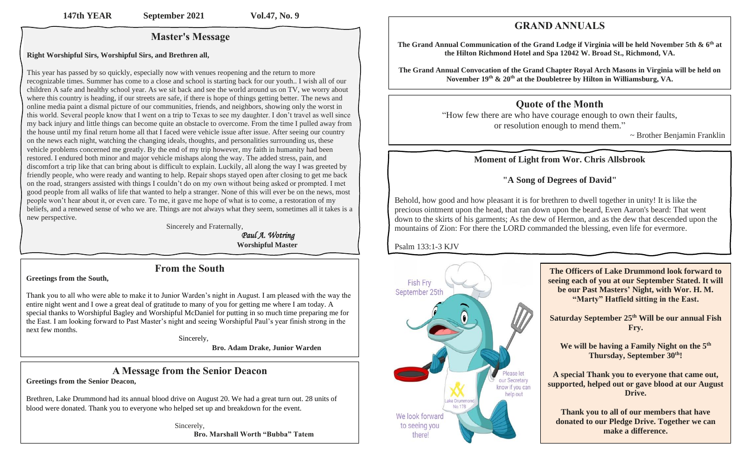147th YEAR September 2021 Vol.47, No. 9

## Master's Message

**Right Worshipful Sirs, Worshipful Sirs, and Brethren all,**

This year has passed by so quickly, especially now with venues reopening and the return to more recognizable times. Summer has come to a close and school is starting back for our youth.. I wish all of our children A safe and healthy school year. As we sit back and see the world around us on TV, we worry about where this country is heading, if our streets are safe, if there is hope of things getting better. The news and online media paint a dismal picture of our communities, friends, and neighbors, showing only the worst in this world. Several people know that I went on a trip to Texas to see my daughter. I don't travel as well since my back injury and little things can become quite an obstacle to overcome. From the time I pulled away from the house until my final return home all that I faced were vehicle issue after issue. After seeing our country on the news each night, watching the changing ideals, thoughts, and personalities surrounding us, these vehicle problems concerned me greatly. By the end of my trip however, my faith in humanity had been restored. I endured both minor and major vehicle mishaps along the way. The added stress, pain, and discomfort a trip like that can bring about is difficult to explain. Luckily, all along the way I was greeted by friendly people, who were ready and wanting to help. Repair shops stayed open after closing to get me back on the road, strangers assisted with things I couldn't do on my own without being asked or prompted. I met good people from all walks of life that wanted to help a stranger. None of this will ever be on the news, most people won't hear about it, or even care. To me, it gave me hope of what is to come, a restoration of my beliefs, and a renewed sense of who we are. Things are not always what they seem, sometimes all it takes is a new perspective.

Sincerely and Fraternally,

*Paul A. Wotring*
**Worshipful Master**

## From the South

**Greetings from the South,**

Thank you to all who were able to make it to Junior Warden's night in August. I am pleased with the way the entire night went and I owe a great deal of gratitude to many of you for getting me where I am today. A special thanks to Worshipful Bagley and Worshipful McDaniel for putting in so much time preparing me for the East. I am looking forward to Past Master's night and seeing Worshipful Paul's year finish strong in the next few months.

Sincerely,

**Bro. Adam Drake, Junior Warden**

## A Message from the Senior Deacon

**Greetings from the Senior Deacon,**

Brethren, Lake Drummond had its annual blood drive on August 20. We had a great turn out. 28 units of blood were donated. Thank you to everyone who helped set up and breakdown for the event.

Sincerely,

**Bro. Marshall Worth "Bubba" Tatem**

## GRAND ANNUALS

**The Grand Annual Communication of the Grand Lodge if Virginia will be held November 5th & 6th at the Hilton Richmond Hotel and Spa 12042 W. Broad St., Richmond, VA.**

**The Grand Annual Convocation of the Grand Chapter Royal Arch Masons in Virginia will be held on November 19th & 20th at the Doubletree by Hilton in Williamsburg, VA.**

## Quote of the Month

"How few there are who have courage enough to own their faults, or resolution enough to mend them."

~ Brother Benjamin Franklin

### Moment of Light from Wor. Chris Allsbrook

**"A Song of Degrees of David"**

Behold, how good and how pleasant it is for brethren to dwell together in unity! It is like the precious ointment upon the head, that ran down upon the beard, Even Aaron's beard: That went down to the skirts of his garments; As the dew of Hermon, and as the dew that descended upon the mountains of Zion: For there the LORD commanded the blessing, even life for evermore.

Psalm 133:1-3 KJV

Fish Fry
September 25th

Please let our Secretary know if you can help out

Lake Drummond No.178

We look forward to seeing you there!

**The Officers of Lake Drummond look forward to seeing each of you at our September Stated. It will be our Past Masters' Night, with Wor. H. M. "Marty" Hatfield sitting in the East.**

**Saturday September 25th Will be our annual Fish Fry.**

**We will be having a Family Night on the 5th Thursday, September 30th!**

**A special Thank you to everyone that came out, supported, helped out or gave blood at our August Drive.**

**Thank you to all of our members that have donated to our Pledge Drive. Together we can make a difference.**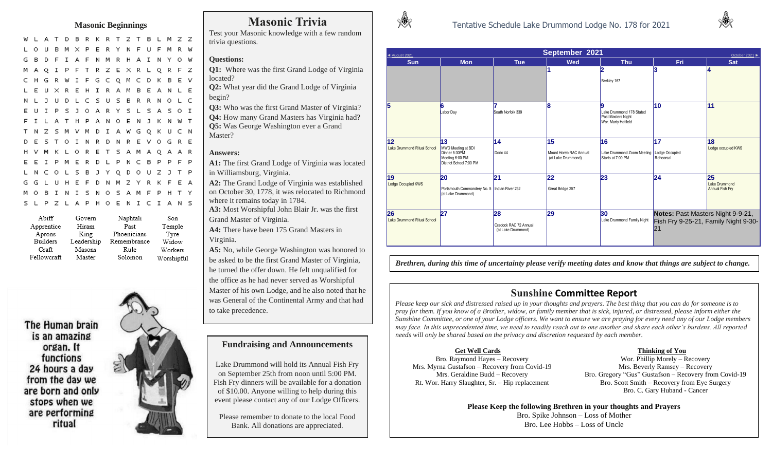## Masonic Beginnings

```
W L A T D B R K R T Z T B L M Z Z
L O U B M X P E R Y N F U F M R W
G B D F I A F N M R H A I N Y O W
M A Q I P F T R Z E X R L Q R F Z
C H G R W I F G C Q M C D K B E V
L E U X R E H I R A M B E A N L E
N L J U D L C S U S B R R N O L C
E U I P S J O A R Y S L S A S O I
F I L A T H P A N O E N J K N W T
T N Z S M V M D I A W G Q K U C N
D E S T O I N R D N R E V O G R E
H V M K L O R E T S A M A Q A A R
E E I P M E R D L P N C B P P F P
L N C O L S B J Y Q D O U Z J T P
G G L U H E F D N M Z Y R K F E A
M O B I N I S N O S A M F P H T Y
S L P Z L A P H O E N I C I A N S
```

| | | | |
|---|---|---|---|
| Abiff | Govern | Naphtali | Son |
| Apprentice | Hiram | Past | Temple |
| Aprons | King | Phoenicians | Tyre |
| Builders | Leadership | Remembrance | Widow |
| Craft | Masons | Rule | Workers |
| Fellowcraft | Master | Solomon | Worshipful |

The Human brain is an amazing organ. It functions 24 hours a day from the day we are born and only stops when we are performing ritual

# Masonic Trivia

Test your Masonic knowledge with a few random trivia questions.

**Questions:**

**Q1:** Where was the first Grand Lodge of Virginia located?

**Q2:** What year did the Grand Lodge of Virginia begin?

**Q3:** Who was the first Grand Master of Virginia?

**Q4:** How many Grand Masters has Virginia had?

**Q5:** Was George Washington ever a Grand Master?

**Answers:**

**A1:** The first Grand Lodge of Virginia was located in Williamsburg, Virginia.

**A2:** The Grand Lodge of Virginia was established on October 30, 1778, it was relocated to Richmond where it remains today in 1784.

**A3:** Most Worshipful John Blair Jr. was the first Grand Master of Virginia.

**A4:** There have been 175 Grand Masters in Virginia.

**A5:** No, while George Washington was honored to be asked to be the first Grand Master of Virginia, he turned the offer down. He felt unqualified for the office as he had never served as Worshipful Master of his own Lodge, and he also noted that he was General of the Continental Army and that had to take precedence.

## Fundraising and Announcements

Lake Drummond will hold its Annual Fish Fry on September 25th from noon until 5:00 PM. Fish Fry dinners will be available for a donation of $10.00. Anyone willing to help during this event please contact any of our Lodge Officers.

Please remember to donate to the local Food Bank. All donations are appreciated.

## Tentative Schedule Lake Drummond Lodge No. 178 for 2021

◄ August 2021 — **September 2021** — October 2021 ►

| Sun | Mon | Tue | Wed | Thu | Fri | Sat |
|---|---|---|---|---|---|---|
| | | | 1 | 2 Berkley 167 | 3 | 4 |
| 5 | 6 Labor Day | 7 South Norfolk 339 | 8 | 9 Lake Drummond 178 Stated Past Masters Night Wor. Marty Hatfield | 10 | 11 |
| 12 Lake Drummond Ritual School | 13 MWD Meeting at BDI Dinner 5:30PM Meeting 6:00 PM District School 7:00 PM | 14 Doric 44 | 15 Mount Horeb RAC Annual (at Lake Drummond) | 16 Lake Drummond Zoom Meeting Starts at 7:00 PM | 17 Lodge Occupied Rehearsal | 18 Lodge occupied KWS |
| 19 Lodge Occupied KWS | 20 Portsmouth Commandery No. 5 (at Lake Drummond) | 21 Indian River 232 | 22 Great Bridge 257 | 23 | 24 | 25 Lake Drummond Annual Fish Fry |
| 26 Lake Drummond Ritual School | 27 | 28 Cradock RAC 72 Annual (at Lake Drummond) | 29 | 30 Lake Drummond Family Night | **Notes:** Past Masters Night 9-9-21, Fish Fry 9-25-21, Family Night 9-30-21 | |

***Brethren, during this time of uncertainty please verify meeting dates and know that things are subject to change.***

## Sunshine Committee Report

*Please keep our sick and distressed raised up in your thoughts and prayers. The best thing that you can do for someone is to pray for them. If you know of a Brother, widow, or family member that is sick, injured, or distressed, please inform either the Sunshine Committee, or one of your Lodge officers. We want to ensure we are praying for every need any of our Lodge members may face. In this unprecedented time, we need to readily reach out to one another and share each other's burdens. All reported needs will only be shared based on the privacy and discretion requested by each member.*

**Get Well Cards**

Bro. Raymond Hayes – Recovery
Mrs. Myrna Gustafson – Recovery from Covid-19
Mrs. Geraldine Budd – Recovery
Rt. Wor. Harry Slaughter, Sr. – Hip replacement

**Thinking of You**

Wor. Phillip Morely – Recovery
Mrs. Beverly Ramsey – Recovery
Bro. Gregory "Gus" Gustafson – Recovery from Covid-19
Bro. Scott Smith – Recovery from Eye Surgery
Bro. C. Gary Huband - Cancer

**Please Keep the following Brethren in your thoughts and Prayers**

Bro. Spike Johnson – Loss of Mother
Bro. Lee Hobbs – Loss of Uncle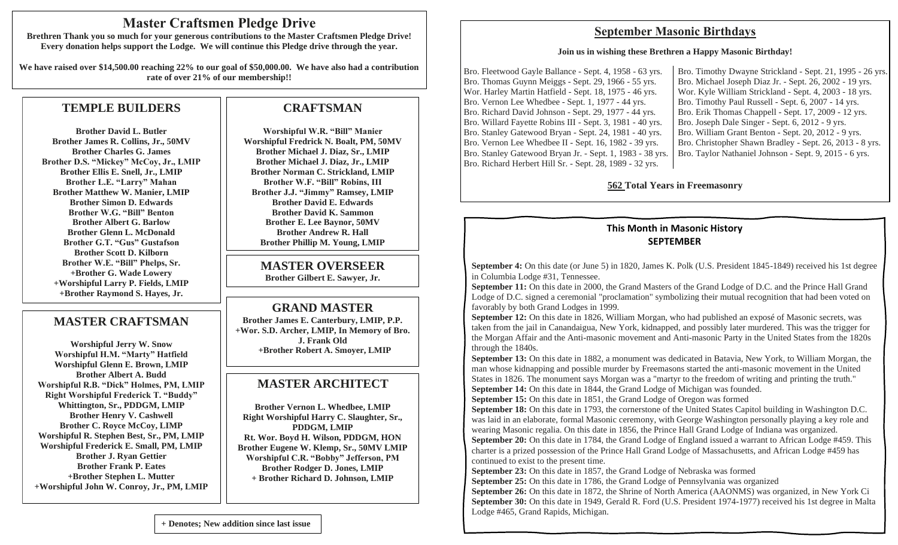# Master Craftsmen Pledge Drive

**Brethren Thank you so much for your generous contributions to the Master Craftsmen Pledge Drive! Every donation helps support the Lodge. We will continue this Pledge drive through the year.**

**We have raised over $14,500.00 reaching 22% to our goal of $50,000.00. We have also had a contribution rate of over 21% of our membership!!**

## TEMPLE BUILDERS

**Brother David L. Butler**
**Brother James R. Collins, Jr., 50MV**
**Brother Charles G. James**
**Brother D.S. "Mickey" McCoy, Jr., LMIP**
**Brother Ellis E. Snell, Jr., LMIP**
**Brother L.E. "Larry" Mahan**
**Brother Matthew W. Manier, LMIP**
**Brother Simon D. Edwards**
**Brother W.G. "Bill" Benton**
**Brother Albert G. Barlow**
**Brother Glenn L. McDonald**
**Brother G.T. "Gus" Gustafson**
**Brother Scott D. Kilborn**
**Brother W.E. "Bill" Phelps, Sr.**
**+Brother G. Wade Lowery**
**+Worshipful Larry P. Fields, LMIP**
**+Brother Raymond S. Hayes, Jr.**

## MASTER CRAFTSMAN

**Worshipful Jerry W. Snow**
**Worshipful H.M. "Marty" Hatfield**
**Worshipful Glenn E. Brown, LMIP**
**Brother Albert A. Budd**
**Worshipful R.B. "Dick" Holmes, PM, LMIP**
**Right Worshipful Frederick T. "Buddy" Whittington, Sr., PDDGM, LMIP**
**Brother Henry V. Cashwell**
**Brother C. Royce McCoy, LIMP**
**Worshipful R. Stephen Best, Sr., PM, LMIP**
**Worshipful Frederick E. Small, PM, LMIP**
**Brother J. Ryan Gettier**
**Brother Frank P. Eates**
**+Brother Stephen L. Mutter**
**+Worshipful John W. Conroy, Jr., PM, LMIP**

## CRAFTSMAN

**Worshipful W.R. "Bill" Manier**
**Worshipful Fredrick N. Boalt, PM, 50MV**
**Brother Michael J. Diaz, Sr., LMIP**
**Brother Michael J. Diaz, Jr., LMIP**
**Brother Norman C. Strickland, LMIP**
**Brother W.F. "Bill" Robins, III**
**Brother J.J. "Jimmy" Ramsey, LMIP**
**Brother David E. Edwards**
**Brother David K. Sammon**
**Brother E. Lee Baynor, 50MV**
**Brother Andrew R. Hall**
**Brother Phillip M. Young, LMIP**

## MASTER OVERSEER

**Brother Gilbert E. Sawyer, Jr.**

## GRAND MASTER

**Brother James E. Canterbury, LMIP, P.P.**
**+Wor. S.D. Archer, LMIP, In Memory of Bro. J. Frank Old**
**+Brother Robert A. Smoyer, LMIP**

## MASTER ARCHITECT

**Brother Vernon L. Whedbee, LMIP**
**Right Worshipful Harry C. Slaughter, Sr., PDDGM, LMIP**
**Rt. Wor. Boyd H. Wilson, PDDGM, HON**
**Brother Eugene W. Klemp, Sr., 50MV LMIP**
**Worshipful C.R. "Bobby" Jefferson, PM**
**Brother Rodger D. Jones, LMIP**
**+ Brother Richard D. Johnson, LMIP**

**+ Denotes; New addition since last issue**

## September Masonic Birthdays

**Join us in wishing these Brethren a Happy Masonic Birthday!**

Bro. Fleetwood Gayle Ballance - Sept. 4, 1958 - 63 yrs.
Bro. Thomas Guynn Meiggs - Sept. 29, 1966 - 55 yrs.
Wor. Harley Martin Hatfield - Sept. 18, 1975 - 46 yrs.
Bro. Vernon Lee Whedbee - Sept. 1, 1977 - 44 yrs.
Bro. Richard David Johnson - Sept. 29, 1977 - 44 yrs.
Bro. Willard Fayette Robins III - Sept. 3, 1981 - 40 yrs.
Bro. Stanley Gatewood Bryan - Sept. 24, 1981 - 40 yrs.
Bro. Vernon Lee Whedbee II - Sept. 16, 1982 - 39 yrs.
Bro. Stanley Gatewood Bryan Jr. - Sept. 1, 1983 - 38 yrs.
Bro. Richard Herbert Hill Sr. - Sept. 28, 1989 - 32 yrs.
Bro. Timothy Dwayne Strickland - Sept. 21, 1995 - 26 yrs.
Bro. Michael Joseph Diaz Jr. - Sept. 26, 2002 - 19 yrs.
Wor. Kyle William Strickland - Sept. 4, 2003 - 18 yrs.
Bro. Timothy Paul Russell - Sept. 6, 2007 - 14 yrs.
Bro. Erik Thomas Chappell - Sept. 17, 2009 - 12 yrs.
Bro. Joseph Dale Singer - Sept. 6, 2012 - 9 yrs.
Bro. William Grant Benton - Sept. 20, 2012 - 9 yrs.
Bro. Christopher Shawn Bradley - Sept. 26, 2013 - 8 yrs.
Bro. Taylor Nathaniel Johnson - Sept. 9, 2015 - 6 yrs.

**562 Total Years in Freemasonry**

## This Month in Masonic History
### SEPTEMBER

**September 4:** On this date (or June 5) in 1820, James K. Polk (U.S. President 1845-1849) received his 1st degree in Columbia Lodge #31, Tennessee.

**September 11:** On this date in 2000, the Grand Masters of the Grand Lodge of D.C. and the Prince Hall Grand Lodge of D.C. signed a ceremonial "proclamation" symbolizing their mutual recognition that had been voted on favorably by both Grand Lodges in 1999.

**September 12:** On this date in 1826, William Morgan, who had published an exposé of Masonic secrets, was taken from the jail in Canandaigua, New York, kidnapped, and possibly later murdered. This was the trigger for the Morgan Affair and the Anti-masonic movement and Anti-masonic Party in the United States from the 1820s through the 1840s.

**September 13:** On this date in 1882, a monument was dedicated in Batavia, New York, to William Morgan, the man whose kidnapping and possible murder by Freemasons started the anti-masonic movement in the United States in 1826. The monument says Morgan was a "martyr to the freedom of writing and printing the truth."

**September 14:** On this date in 1844, the Grand Lodge of Michigan was founded.

**September 15:** On this date in 1851, the Grand Lodge of Oregon was formed

**September 18:** On this date in 1793, the cornerstone of the United States Capitol building in Washington D.C. was laid in an elaborate, formal Masonic ceremony, with George Washington personally playing a key role and wearing Masonic regalia. On this date in 1856, the Prince Hall Grand Lodge of Indiana was organized.

**September 20:** On this date in 1784, the Grand Lodge of England issued a warrant to African Lodge #459. This charter is a prized possession of the Prince Hall Grand Lodge of Massachusetts, and African Lodge #459 has continued to exist to the present time.

**September 23:** On this date in 1857, the Grand Lodge of Nebraska was formed

**September 25:** On this date in 1786, the Grand Lodge of Pennsylvania was organized

**September 26:** On this date in 1872, the Shrine of North America (AAONMS) was organized, in New York Ci

**September 30:** On this date in 1949, Gerald R. Ford (U.S. President 1974-1977) received his 1st degree in Malta Lodge #465, Grand Rapids, Michigan.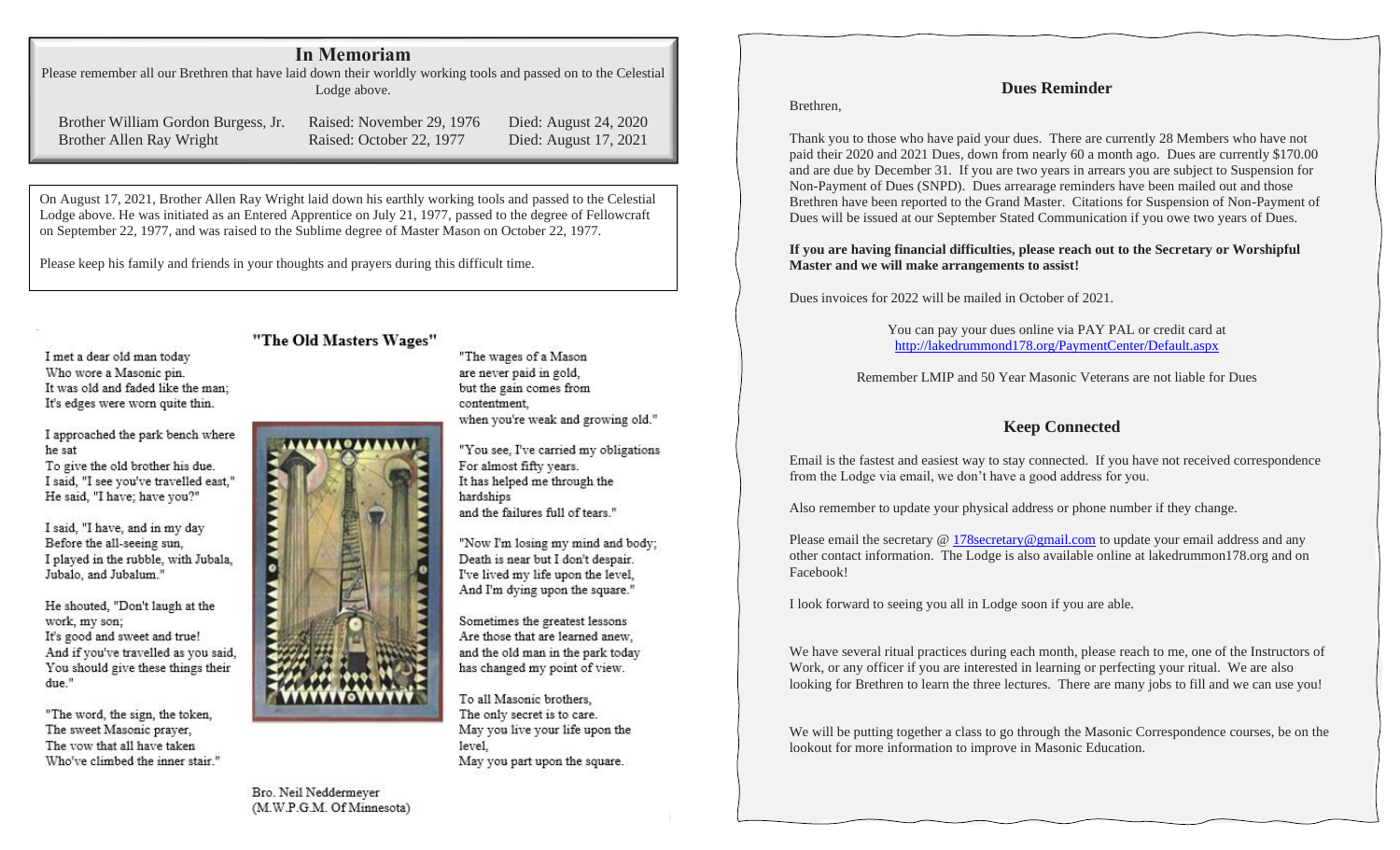## In Memoriam

Please remember all our Brethren that have laid down their worldly working tools and passed on to the Celestial Lodge above.

| | | |
|---|---|---|
| Brother William Gordon Burgess, Jr. | Raised: November 29, 1976 | Died: August 24, 2020 |
| Brother Allen Ray Wright | Raised: October 22, 1977 | Died: August 17, 2021 |

On August 17, 2021, Brother Allen Ray Wright laid down his earthly working tools and passed to the Celestial Lodge above. He was initiated as an Entered Apprentice on July 21, 1977, passed to the degree of Fellowcraft on September 22, 1977, and was raised to the Sublime degree of Master Mason on October 22, 1977.

Please keep his family and friends in your thoughts and prayers during this difficult time.

### "The Old Masters Wages"

I met a dear old man today
Who wore a Masonic pin.
It was old and faded like the man;
It's edges were worn quite thin.

I approached the park bench where he sat
To give the old brother his due.
I said, "I see you've travelled east,"
He said, "I have; have you?"

I said, "I have, and in my day
Before the all-seeing sun,
I played in the rubble, with Jubala, Jubalo, and Jubalum."

He shouted, "Don't laugh at the work, my son;
It's good and sweet and true!
And if you've travelled as you said,
You should give these things their due."

"The word, the sign, the token,
The sweet Masonic prayer,
The vow that all have taken
Who've climbed the inner stair."

"The wages of a Mason
are never paid in gold,
but the gain comes from contentment,
when you're weak and growing old."

"You see, I've carried my obligations
For almost fifty years.
It has helped me through the hardships
and the failures full of tears."

"Now I'm losing my mind and body;
Death is near but I don't despair.
I've lived my life upon the level,
And I'm dying upon the square."

Sometimes the greatest lessons
Are those that are learned anew,
and the old man in the park today
has changed my point of view.

To all Masonic brothers,
The only secret is to care.
May you live your life upon the level,
May you part upon the square.

Bro. Neil Neddermeyer
(M.W.P.G.M. Of Minnesota)

## Dues Reminder

Brethren,

Thank you to those who have paid your dues. There are currently 28 Members who have not paid their 2020 and 2021 Dues, down from nearly 60 a month ago. Dues are currently $170.00 and are due by December 31. If you are two years in arrears you are subject to Suspension for Non-Payment of Dues (SNPD). Dues arrearage reminders have been mailed out and those Brethren have been reported to the Grand Master. Citations for Suspension of Non-Payment of Dues will be issued at our September Stated Communication if you owe two years of Dues.

**If you are having financial difficulties, please reach out to the Secretary or Worshipful Master and we will make arrangements to assist!**

Dues invoices for 2022 will be mailed in October of 2021.

You can pay your dues online via PAY PAL or credit card at
http://lakedrummond178.org/PaymentCenter/Default.aspx

Remember LMIP and 50 Year Masonic Veterans are not liable for Dues

## Keep Connected

Email is the fastest and easiest way to stay connected. If you have not received correspondence from the Lodge via email, we don't have a good address for you.

Also remember to update your physical address or phone number if they change.

Please email the secretary @ 178secretary@gmail.com to update your email address and any other contact information. The Lodge is also available online at lakedrummon178.org and on Facebook!

I look forward to seeing you all in Lodge soon if you are able.

We have several ritual practices during each month, please reach to me, one of the Instructors of Work, or any officer if you are interested in learning or perfecting your ritual. We are also looking for Brethren to learn the three lectures. There are many jobs to fill and we can use you!

We will be putting together a class to go through the Masonic Correspondence courses, be on the lookout for more information to improve in Masonic Education.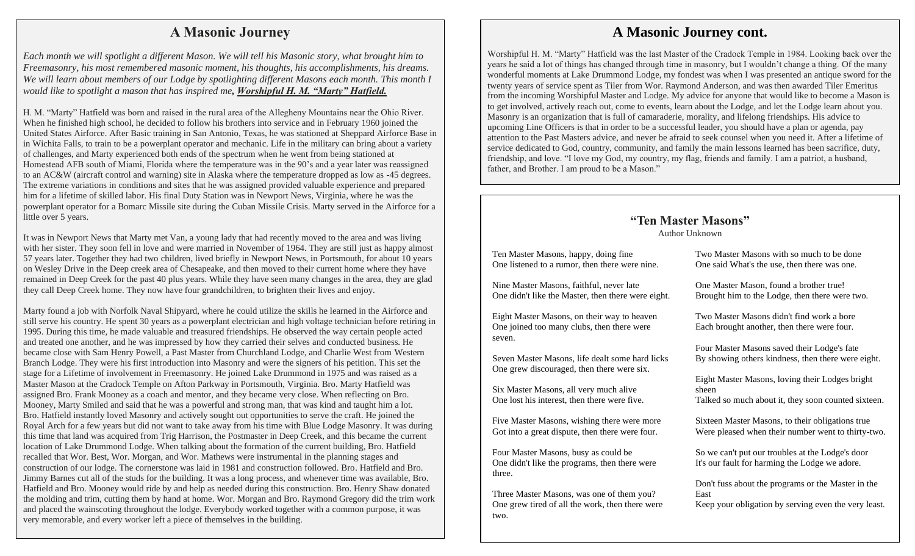## A Masonic Journey

*Each month we will spotlight a different Mason. We will tell his Masonic story, what brought him to Freemasonry, his most remembered masonic moment, his thoughts, his accomplishments, his dreams. We will learn about members of our Lodge by spotlighting different Masons each month. This month I would like to spotlight a mason that has inspired me, **Worshipful H. M. "Marty" Hatfield.***

H. M. "Marty" Hatfield was born and raised in the rural area of the Allegheny Mountains near the Ohio River. When he finished high school, he decided to follow his brothers into service and in February 1960 joined the United States Airforce. After Basic training in San Antonio, Texas, he was stationed at Sheppard Airforce Base in in Wichita Falls, to train to be a powerplant operator and mechanic. Life in the military can bring about a variety of challenges, and Marty experienced both ends of the spectrum when he went from being stationed at Homestead AFB south of Miami, Florida where the temperature was in the 90's and a year later was reassigned to an AC&W (aircraft control and warning) site in Alaska where the temperature dropped as low as -45 degrees. The extreme variations in conditions and sites that he was assigned provided valuable experience and prepared him for a lifetime of skilled labor. His final Duty Station was in Newport News, Virginia, where he was the powerplant operator for a Bomarc Missile site during the Cuban Missile Crisis. Marty served in the Airforce for a little over 5 years.

It was in Newport News that Marty met Van, a young lady that had recently moved to the area and was living with her sister. They soon fell in love and were married in November of 1964. They are still just as happy almost 57 years later. Together they had two children, lived briefly in Newport News, in Portsmouth, for about 10 years on Wesley Drive in the Deep creek area of Chesapeake, and then moved to their current home where they have remained in Deep Creek for the past 40 plus years. While they have seen many changes in the area, they are glad they call Deep Creek home. They now have four grandchildren, to brighten their lives and enjoy.

Marty found a job with Norfolk Naval Shipyard, where he could utilize the skills he learned in the Airforce and still serve his country. He spent 30 years as a powerplant electrician and high voltage technician before retiring in 1995. During this time, he made valuable and treasured friendships. He observed the way certain people acted and treated one another, and he was impressed by how they carried their selves and conducted business. He became close with Sam Henry Powell, a Past Master from Churchland Lodge, and Charlie West from Western Branch Lodge. They were his first introduction into Masonry and were the signers of his petition. This set the stage for a Lifetime of involvement in Freemasonry. He joined Lake Drummond in 1975 and was raised as a Master Mason at the Cradock Temple on Afton Parkway in Portsmouth, Virginia. Bro. Marty Hatfield was assigned Bro. Frank Mooney as a coach and mentor, and they became very close. When reflecting on Bro. Mooney, Marty Smiled and said that he was a powerful and strong man, that was kind and taught him a lot. Bro. Hatfield instantly loved Masonry and actively sought out opportunities to serve the craft. He joined the Royal Arch for a few years but did not want to take away from his time with Blue Lodge Masonry. It was during this time that land was acquired from Trig Harrison, the Postmaster in Deep Creek, and this became the current location of Lake Drummond Lodge. When talking about the formation of the current building, Bro. Hatfield recalled that Wor. Best, Wor. Morgan, and Wor. Mathews were instrumental in the planning stages and construction of our lodge. The cornerstone was laid in 1981 and construction followed. Bro. Hatfield and Bro. Jimmy Barnes cut all of the studs for the building. It was a long process, and whenever time was available, Bro. Hatfield and Bro. Mooney would ride by and help as needed during this construction. Bro. Henry Shaw donated the molding and trim, cutting them by hand at home. Wor. Morgan and Bro. Raymond Gregory did the trim work and placed the wainscoting throughout the lodge. Everybody worked together with a common purpose, it was very memorable, and every worker left a piece of themselves in the building.

## A Masonic Journey cont.

Worshipful H. M. "Marty" Hatfield was the last Master of the Cradock Temple in 1984. Looking back over the years he said a lot of things has changed through time in masonry, but I wouldn't change a thing. Of the many wonderful moments at Lake Drummond Lodge, my fondest was when I was presented an antique sword for the twenty years of service spent as Tiler from Wor. Raymond Anderson, and was then awarded Tiler Emeritus from the incoming Worshipful Master and Lodge. My advice for anyone that would like to become a Mason is to get involved, actively reach out, come to events, learn about the Lodge, and let the Lodge learn about you. Masonry is an organization that is full of camaraderie, morality, and lifelong friendships. His advice to upcoming Line Officers is that in order to be a successful leader, you should have a plan or agenda, pay attention to the Past Masters advice, and never be afraid to seek counsel when you need it. After a lifetime of service dedicated to God, country, community, and family the main lessons learned has been sacrifice, duty, friendship, and love. "I love my God, my country, my flag, friends and family. I am a patriot, a husband, father, and Brother. I am proud to be a Mason."

## "Ten Master Masons"

Author Unknown

Ten Master Masons, happy, doing fine
One listened to a rumor, then there were nine.

Nine Master Masons, faithful, never late
One didn't like the Master, then there were eight.

Eight Master Masons, on their way to heaven
One joined too many clubs, then there were seven.

Seven Master Masons, life dealt some hard licks
One grew discouraged, then there were six.

Six Master Masons, all very much alive
One lost his interest, then there were five.

Five Master Masons, wishing there were more
Got into a great dispute, then there were four.

Four Master Masons, busy as could be
One didn't like the programs, then there were three.

Three Master Masons, was one of them you?
One grew tired of all the work, then there were two.

Two Master Masons with so much to be done
One said What's the use, then there was one.

One Master Mason, found a brother true!
Brought him to the Lodge, then there were two.

Two Master Masons didn't find work a bore
Each brought another, then there were four.

Four Master Masons saved their Lodge's fate
By showing others kindness, then there were eight.

Eight Master Masons, loving their Lodges bright sheen
Talked so much about it, they soon counted sixteen.

Sixteen Master Masons, to their obligations true
Were pleased when their number went to thirty-two.

So we can't put our troubles at the Lodge's door
It's our fault for harming the Lodge we adore.

Don't fuss about the programs or the Master in the East
Keep your obligation by serving even the very least.